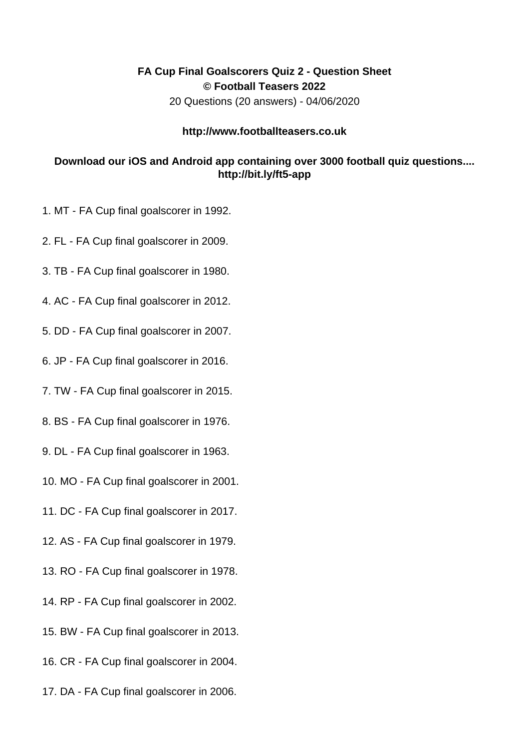**FA Cup Final Goalscorers Quiz 2 - Question Sheet**
**© Football Teasers 2022**
20 Questions (20 answers) - 04/06/2020

**http://www.footballteasers.co.uk**

**Download our iOS and Android app containing over 3000 football quiz questions.... http://bit.ly/ft5-app**

1. MT - FA Cup final goalscorer in 1992.

2. FL - FA Cup final goalscorer in 2009.

3. TB - FA Cup final goalscorer in 1980.

4. AC - FA Cup final goalscorer in 2012.

5. DD - FA Cup final goalscorer in 2007.

6. JP - FA Cup final goalscorer in 2016.

7. TW - FA Cup final goalscorer in 2015.

8. BS - FA Cup final goalscorer in 1976.

9. DL - FA Cup final goalscorer in 1963.

10. MO - FA Cup final goalscorer in 2001.

11. DC - FA Cup final goalscorer in 2017.

12. AS - FA Cup final goalscorer in 1979.

13. RO - FA Cup final goalscorer in 1978.

14. RP - FA Cup final goalscorer in 2002.

15. BW - FA Cup final goalscorer in 2013.

16. CR - FA Cup final goalscorer in 2004.

17. DA - FA Cup final goalscorer in 2006.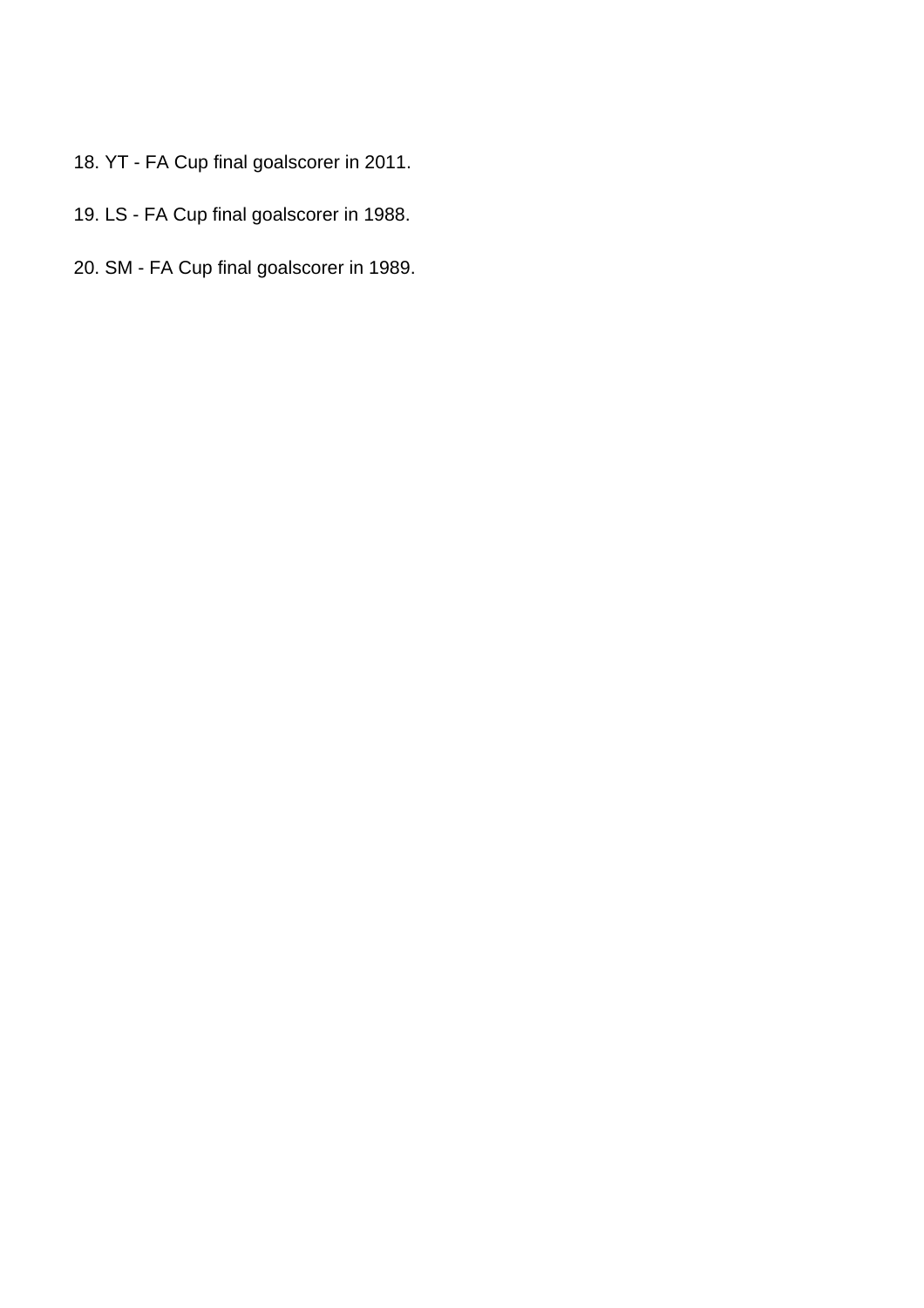18. YT - FA Cup final goalscorer in 2011.

19. LS - FA Cup final goalscorer in 1988.

20. SM - FA Cup final goalscorer in 1989.